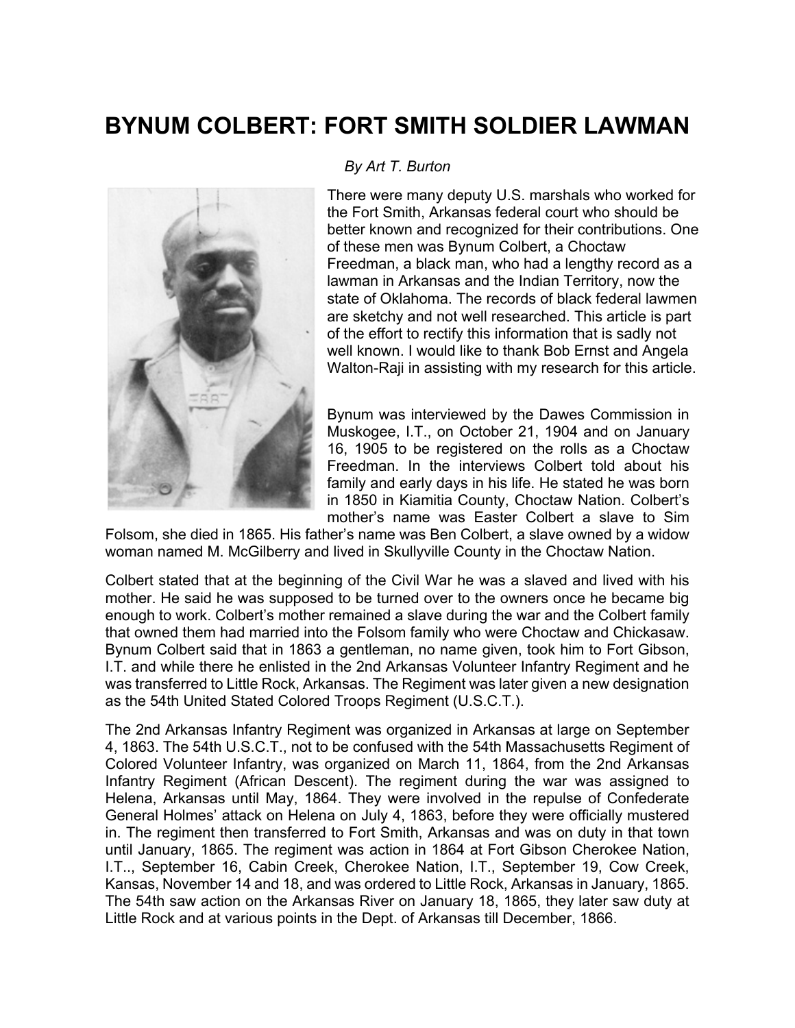# BYNUM COLBERT: FORT SMITH SOLDIER LAWMAN

*By Art T. Burton*

There were many deputy U.S. marshals who worked for the Fort Smith, Arkansas federal court who should be better known and recognized for their contributions. One of these men was Bynum Colbert, a Choctaw Freedman, a black man, who had a lengthy record as a lawman in Arkansas and the Indian Territory, now the state of Oklahoma. The records of black federal lawmen are sketchy and not well researched. This article is part of the effort to rectify this information that is sadly not well known. I would like to thank Bob Ernst and Angela Walton-Raji in assisting with my research for this article.

Bynum was interviewed by the Dawes Commission in Muskogee, I.T., on October 21, 1904 and on January 16, 1905 to be registered on the rolls as a Choctaw Freedman. In the interviews Colbert told about his family and early days in his life. He stated he was born in 1850 in Kiamitia County, Choctaw Nation. Colbert's mother's name was Easter Colbert a slave to Sim Folsom, she died in 1865. His father's name was Ben Colbert, a slave owned by a widow woman named M. McGilberry and lived in Skullyville County in the Choctaw Nation.

Colbert stated that at the beginning of the Civil War he was a slaved and lived with his mother. He said he was supposed to be turned over to the owners once he became big enough to work. Colbert's mother remained a slave during the war and the Colbert family that owned them had married into the Folsom family who were Choctaw and Chickasaw. Bynum Colbert said that in 1863 a gentleman, no name given, took him to Fort Gibson, I.T. and while there he enlisted in the 2nd Arkansas Volunteer Infantry Regiment and he was transferred to Little Rock, Arkansas. The Regiment was later given a new designation as the 54th United Stated Colored Troops Regiment (U.S.C.T.).

The 2nd Arkansas Infantry Regiment was organized in Arkansas at large on September 4, 1863. The 54th U.S.C.T., not to be confused with the 54th Massachusetts Regiment of Colored Volunteer Infantry, was organized on March 11, 1864, from the 2nd Arkansas Infantry Regiment (African Descent). The regiment during the war was assigned to Helena, Arkansas until May, 1864. They were involved in the repulse of Confederate General Holmes' attack on Helena on July 4, 1863, before they were officially mustered in. The regiment then transferred to Fort Smith, Arkansas and was on duty in that town until January, 1865. The regiment was action in 1864 at Fort Gibson Cherokee Nation, I.T.., September 16, Cabin Creek, Cherokee Nation, I.T., September 19, Cow Creek, Kansas, November 14 and 18, and was ordered to Little Rock, Arkansas in January, 1865. The 54th saw action on the Arkansas River on January 18, 1865, they later saw duty at Little Rock and at various points in the Dept. of Arkansas till December, 1866.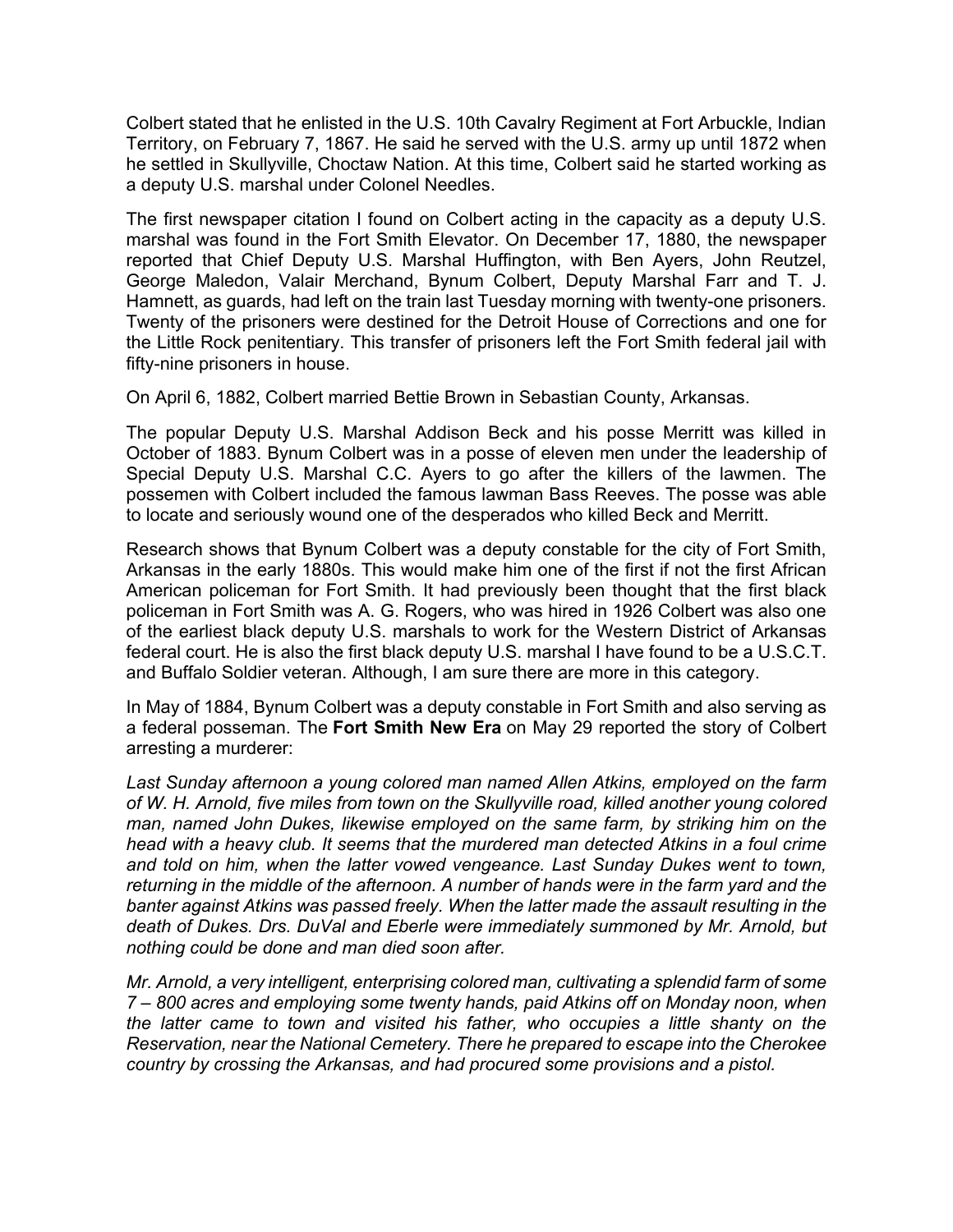Colbert stated that he enlisted in the U.S. 10th Cavalry Regiment at Fort Arbuckle, Indian Territory, on February 7, 1867. He said he served with the U.S. army up until 1872 when he settled in Skullyville, Choctaw Nation. At this time, Colbert said he started working as a deputy U.S. marshal under Colonel Needles.

The first newspaper citation I found on Colbert acting in the capacity as a deputy U.S. marshal was found in the Fort Smith Elevator. On December 17, 1880, the newspaper reported that Chief Deputy U.S. Marshal Huffington, with Ben Ayers, John Reutzel, George Maledon, Valair Merchand, Bynum Colbert, Deputy Marshal Farr and T. J. Hamnett, as guards, had left on the train last Tuesday morning with twenty-one prisoners. Twenty of the prisoners were destined for the Detroit House of Corrections and one for the Little Rock penitentiary. This transfer of prisoners left the Fort Smith federal jail with fifty-nine prisoners in house.

On April 6, 1882, Colbert married Bettie Brown in Sebastian County, Arkansas.

The popular Deputy U.S. Marshal Addison Beck and his posse Merritt was killed in October of 1883. Bynum Colbert was in a posse of eleven men under the leadership of Special Deputy U.S. Marshal C.C. Ayers to go after the killers of the lawmen. The possemen with Colbert included the famous lawman Bass Reeves. The posse was able to locate and seriously wound one of the desperados who killed Beck and Merritt.

Research shows that Bynum Colbert was a deputy constable for the city of Fort Smith, Arkansas in the early 1880s. This would make him one of the first if not the first African American policeman for Fort Smith. It had previously been thought that the first black policeman in Fort Smith was A. G. Rogers, who was hired in 1926 Colbert was also one of the earliest black deputy U.S. marshals to work for the Western District of Arkansas federal court. He is also the first black deputy U.S. marshal I have found to be a U.S.C.T. and Buffalo Soldier veteran. Although, I am sure there are more in this category.

In May of 1884, Bynum Colbert was a deputy constable in Fort Smith and also serving as a federal posseman. The **Fort Smith New Era** on May 29 reported the story of Colbert arresting a murderer:

*Last Sunday afternoon a young colored man named Allen Atkins, employed on the farm of W. H. Arnold, five miles from town on the Skullyville road, killed another young colored man, named John Dukes, likewise employed on the same farm, by striking him on the head with a heavy club. It seems that the murdered man detected Atkins in a foul crime and told on him, when the latter vowed vengeance. Last Sunday Dukes went to town, returning in the middle of the afternoon. A number of hands were in the farm yard and the banter against Atkins was passed freely. When the latter made the assault resulting in the death of Dukes. Drs. DuVal and Eberle were immediately summoned by Mr. Arnold, but nothing could be done and man died soon after.*

*Mr. Arnold, a very intelligent, enterprising colored man, cultivating a splendid farm of some 7 – 800 acres and employing some twenty hands, paid Atkins off on Monday noon, when the latter came to town and visited his father, who occupies a little shanty on the Reservation, near the National Cemetery. There he prepared to escape into the Cherokee country by crossing the Arkansas, and had procured some provisions and a pistol.*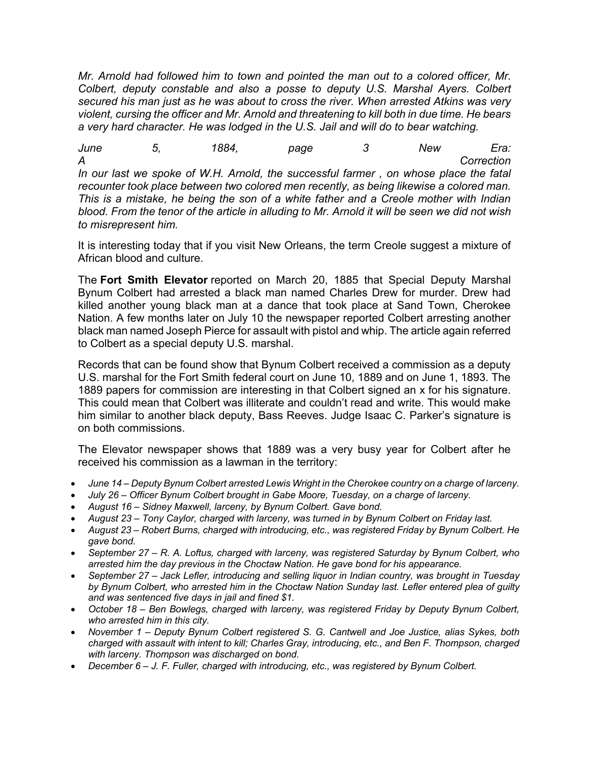*Mr. Arnold had followed him to town and pointed the man out to a colored officer, Mr. Colbert, deputy constable and also a posse to deputy U.S. Marshal Ayers. Colbert secured his man just as he was about to cross the river. When arrested Atkins was very violent, cursing the officer and Mr. Arnold and threatening to kill both in due time. He bears a very hard character. He was lodged in the U.S. Jail and will do to bear watching.*

*June 5, 1884, page 3 New Era:*
*A Correction*
*In our last we spoke of W.H. Arnold, the successful farmer , on whose place the fatal recounter took place between two colored men recently, as being likewise a colored man. This is a mistake, he being the son of a white father and a Creole mother with Indian blood. From the tenor of the article in alluding to Mr. Arnold it will be seen we did not wish to misrepresent him.*

It is interesting today that if you visit New Orleans, the term Creole suggest a mixture of African blood and culture.

The **Fort Smith Elevator** reported on March 20, 1885 that Special Deputy Marshal Bynum Colbert had arrested a black man named Charles Drew for murder. Drew had killed another young black man at a dance that took place at Sand Town, Cherokee Nation. A few months later on July 10 the newspaper reported Colbert arresting another black man named Joseph Pierce for assault with pistol and whip. The article again referred to Colbert as a special deputy U.S. marshal.

Records that can be found show that Bynum Colbert received a commission as a deputy U.S. marshal for the Fort Smith federal court on June 10, 1889 and on June 1, 1893. The 1889 papers for commission are interesting in that Colbert signed an x for his signature. This could mean that Colbert was illiterate and couldn't read and write. This would make him similar to another black deputy, Bass Reeves. Judge Isaac C. Parker's signature is on both commissions.

The Elevator newspaper shows that 1889 was a very busy year for Colbert after he received his commission as a lawman in the territory:

- *June 14 – Deputy Bynum Colbert arrested Lewis Wright in the Cherokee country on a charge of larceny.*
- *July 26 – Officer Bynum Colbert brought in Gabe Moore, Tuesday, on a charge of larceny.*
- *August 16 – Sidney Maxwell, larceny, by Bynum Colbert. Gave bond.*
- *August 23 – Tony Caylor, charged with larceny, was turned in by Bynum Colbert on Friday last.*
- *August 23 – Robert Burns, charged with introducing, etc., was registered Friday by Bynum Colbert. He gave bond.*
- *September 27 – R. A. Loftus, charged with larceny, was registered Saturday by Bynum Colbert, who arrested him the day previous in the Choctaw Nation. He gave bond for his appearance.*
- *September 27 – Jack Lefler, introducing and selling liquor in Indian country, was brought in Tuesday by Bynum Colbert, who arrested him in the Choctaw Nation Sunday last. Lefler entered plea of guilty and was sentenced five days in jail and fined $1.*
- *October 18 – Ben Bowlegs, charged with larceny, was registered Friday by Deputy Bynum Colbert, who arrested him in this city.*
- *November 1 – Deputy Bynum Colbert registered S. G. Cantwell and Joe Justice, alias Sykes, both charged with assault with intent to kill; Charles Gray, introducing, etc., and Ben F. Thompson, charged with larceny. Thompson was discharged on bond.*
- *December 6 – J. F. Fuller, charged with introducing, etc., was registered by Bynum Colbert.*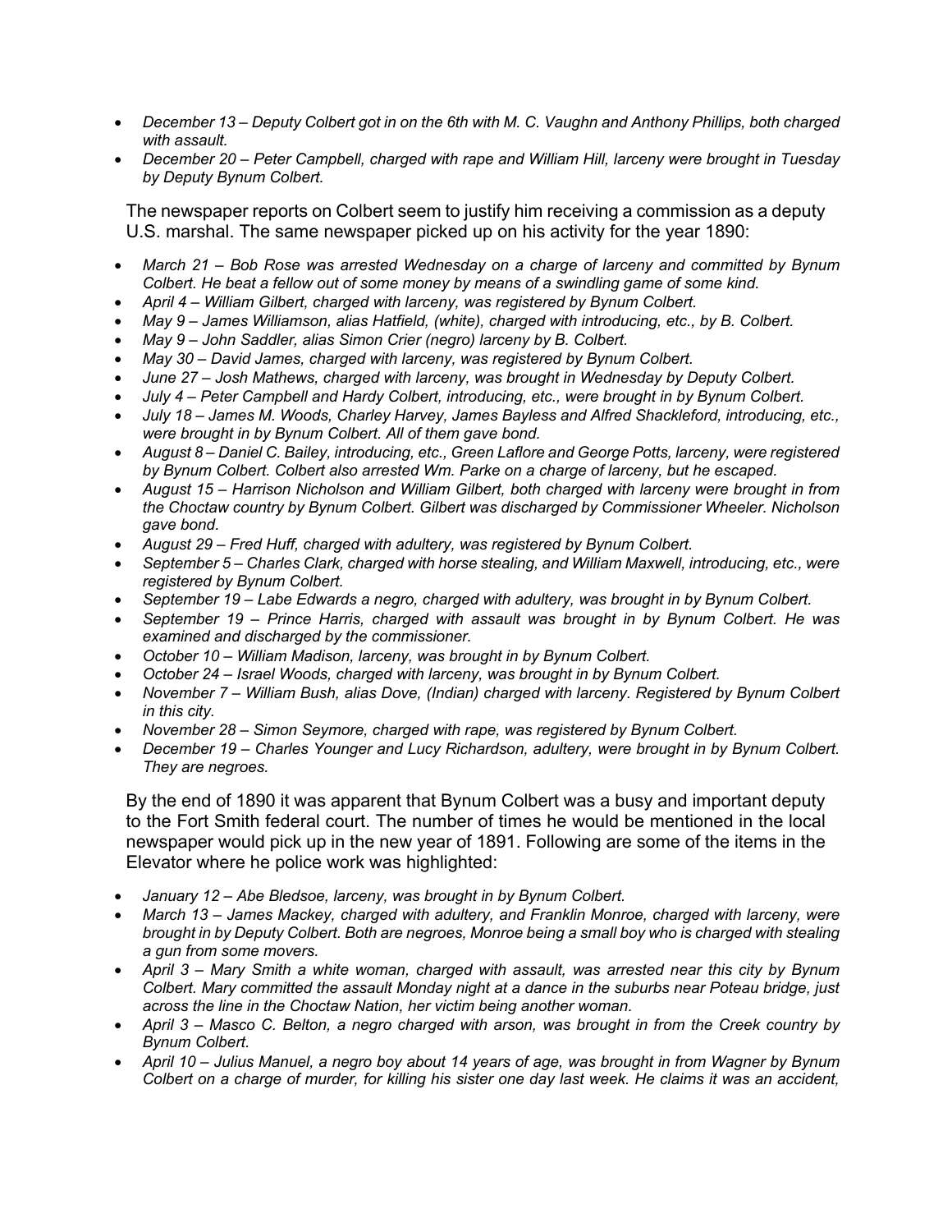- *December 13 – Deputy Colbert got in on the 6th with M. C. Vaughn and Anthony Phillips, both charged with assault.*
- *December 20 – Peter Campbell, charged with rape and William Hill, larceny were brought in Tuesday by Deputy Bynum Colbert.*

The newspaper reports on Colbert seem to justify him receiving a commission as a deputy U.S. marshal. The same newspaper picked up on his activity for the year 1890:

- *March 21 – Bob Rose was arrested Wednesday on a charge of larceny and committed by Bynum Colbert. He beat a fellow out of some money by means of a swindling game of some kind.*
- *April 4 – William Gilbert, charged with larceny, was registered by Bynum Colbert.*
- *May 9 – James Williamson, alias Hatfield, (white), charged with introducing, etc., by B. Colbert.*
- *May 9 – John Saddler, alias Simon Crier (negro) larceny by B. Colbert.*
- *May 30 – David James, charged with larceny, was registered by Bynum Colbert.*
- *June 27 – Josh Mathews, charged with larceny, was brought in Wednesday by Deputy Colbert.*
- *July 4 – Peter Campbell and Hardy Colbert, introducing, etc., were brought in by Bynum Colbert.*
- *July 18 – James M. Woods, Charley Harvey, James Bayless and Alfred Shackleford, introducing, etc., were brought in by Bynum Colbert. All of them gave bond.*
- *August 8 – Daniel C. Bailey, introducing, etc., Green Laflore and George Potts, larceny, were registered by Bynum Colbert. Colbert also arrested Wm. Parke on a charge of larceny, but he escaped.*
- *August 15 – Harrison Nicholson and William Gilbert, both charged with larceny were brought in from the Choctaw country by Bynum Colbert. Gilbert was discharged by Commissioner Wheeler. Nicholson gave bond.*
- *August 29 – Fred Huff, charged with adultery, was registered by Bynum Colbert.*
- *September 5 – Charles Clark, charged with horse stealing, and William Maxwell, introducing, etc., were registered by Bynum Colbert.*
- *September 19 – Labe Edwards a negro, charged with adultery, was brought in by Bynum Colbert.*
- *September 19 – Prince Harris, charged with assault was brought in by Bynum Colbert. He was examined and discharged by the commissioner.*
- *October 10 – William Madison, larceny, was brought in by Bynum Colbert.*
- *October 24 – Israel Woods, charged with larceny, was brought in by Bynum Colbert.*
- *November 7 – William Bush, alias Dove, (Indian) charged with larceny. Registered by Bynum Colbert in this city.*
- *November 28 – Simon Seymore, charged with rape, was registered by Bynum Colbert.*
- *December 19 – Charles Younger and Lucy Richardson, adultery, were brought in by Bynum Colbert. They are negroes.*

By the end of 1890 it was apparent that Bynum Colbert was a busy and important deputy to the Fort Smith federal court. The number of times he would be mentioned in the local newspaper would pick up in the new year of 1891. Following are some of the items in the Elevator where he police work was highlighted:

- *January 12 – Abe Bledsoe, larceny, was brought in by Bynum Colbert.*
- *March 13 – James Mackey, charged with adultery, and Franklin Monroe, charged with larceny, were brought in by Deputy Colbert. Both are negroes, Monroe being a small boy who is charged with stealing a gun from some movers.*
- *April 3 – Mary Smith a white woman, charged with assault, was arrested near this city by Bynum Colbert. Mary committed the assault Monday night at a dance in the suburbs near Poteau bridge, just across the line in the Choctaw Nation, her victim being another woman.*
- *April 3 – Masco C. Belton, a negro charged with arson, was brought in from the Creek country by Bynum Colbert.*
- *April 10 – Julius Manuel, a negro boy about 14 years of age, was brought in from Wagner by Bynum Colbert on a charge of murder, for killing his sister one day last week. He claims it was an accident,*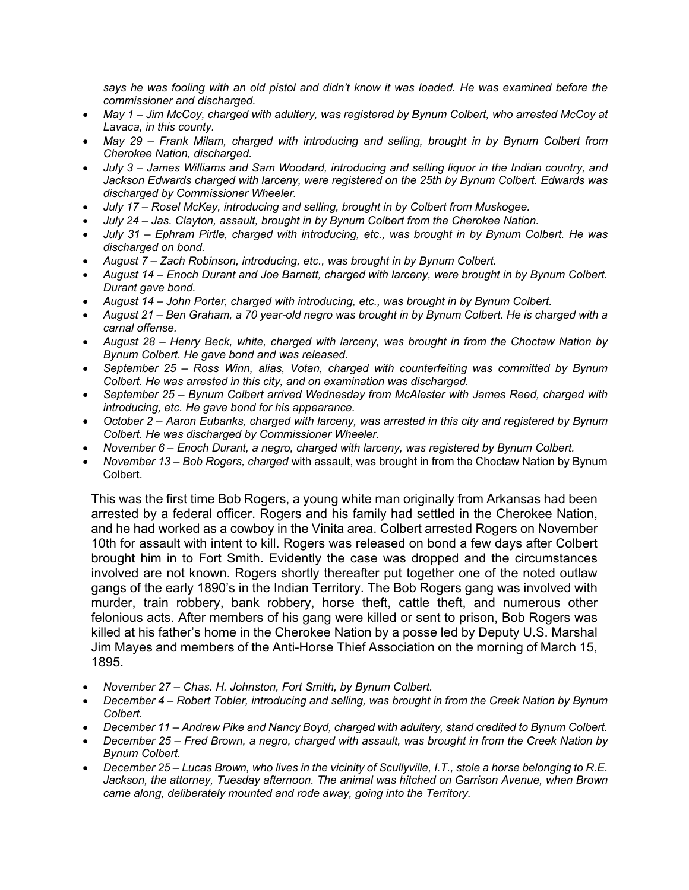*says he was fooling with an old pistol and didn't know it was loaded. He was examined before the commissioner and discharged.*

- *May 1 – Jim McCoy, charged with adultery, was registered by Bynum Colbert, who arrested McCoy at Lavaca, in this county.*
- *May 29 – Frank Milam, charged with introducing and selling, brought in by Bynum Colbert from Cherokee Nation, discharged.*
- *July 3 – James Williams and Sam Woodard, introducing and selling liquor in the Indian country, and Jackson Edwards charged with larceny, were registered on the 25th by Bynum Colbert. Edwards was discharged by Commissioner Wheeler.*
- *July 17 – Rosel McKey, introducing and selling, brought in by Colbert from Muskogee.*
- *July 24 – Jas. Clayton, assault, brought in by Bynum Colbert from the Cherokee Nation.*
- *July 31 – Ephram Pirtle, charged with introducing, etc., was brought in by Bynum Colbert. He was discharged on bond.*
- *August 7 – Zach Robinson, introducing, etc., was brought in by Bynum Colbert.*
- *August 14 – Enoch Durant and Joe Barnett, charged with larceny, were brought in by Bynum Colbert. Durant gave bond.*
- *August 14 – John Porter, charged with introducing, etc., was brought in by Bynum Colbert.*
- *August 21 – Ben Graham, a 70 year-old negro was brought in by Bynum Colbert. He is charged with a carnal offense.*
- *August 28 – Henry Beck, white, charged with larceny, was brought in from the Choctaw Nation by Bynum Colbert. He gave bond and was released.*
- *September 25 – Ross Winn, alias, Votan, charged with counterfeiting was committed by Bynum Colbert. He was arrested in this city, and on examination was discharged.*
- *September 25 – Bynum Colbert arrived Wednesday from McAlester with James Reed, charged with introducing, etc. He gave bond for his appearance.*
- *October 2 – Aaron Eubanks, charged with larceny, was arrested in this city and registered by Bynum Colbert. He was discharged by Commissioner Wheeler.*
- *November 6 – Enoch Durant, a negro, charged with larceny, was registered by Bynum Colbert.*
- *November 13 – Bob Rogers, charged* with assault, was brought in from the Choctaw Nation by Bynum Colbert.

This was the first time Bob Rogers, a young white man originally from Arkansas had been arrested by a federal officer. Rogers and his family had settled in the Cherokee Nation, and he had worked as a cowboy in the Vinita area. Colbert arrested Rogers on November 10th for assault with intent to kill. Rogers was released on bond a few days after Colbert brought him in to Fort Smith. Evidently the case was dropped and the circumstances involved are not known. Rogers shortly thereafter put together one of the noted outlaw gangs of the early 1890's in the Indian Territory. The Bob Rogers gang was involved with murder, train robbery, bank robbery, horse theft, cattle theft, and numerous other felonious acts. After members of his gang were killed or sent to prison, Bob Rogers was killed at his father's home in the Cherokee Nation by a posse led by Deputy U.S. Marshal Jim Mayes and members of the Anti-Horse Thief Association on the morning of March 15, 1895.

- *November 27 – Chas. H. Johnston, Fort Smith, by Bynum Colbert.*
- *December 4 – Robert Tobler, introducing and selling, was brought in from the Creek Nation by Bynum Colbert.*
- *December 11 – Andrew Pike and Nancy Boyd, charged with adultery, stand credited to Bynum Colbert.*
- *December 25 – Fred Brown, a negro, charged with assault, was brought in from the Creek Nation by Bynum Colbert.*
- *December 25 – Lucas Brown, who lives in the vicinity of Scullyville, I.T., stole a horse belonging to R.E. Jackson, the attorney, Tuesday afternoon. The animal was hitched on Garrison Avenue, when Brown came along, deliberately mounted and rode away, going into the Territory.*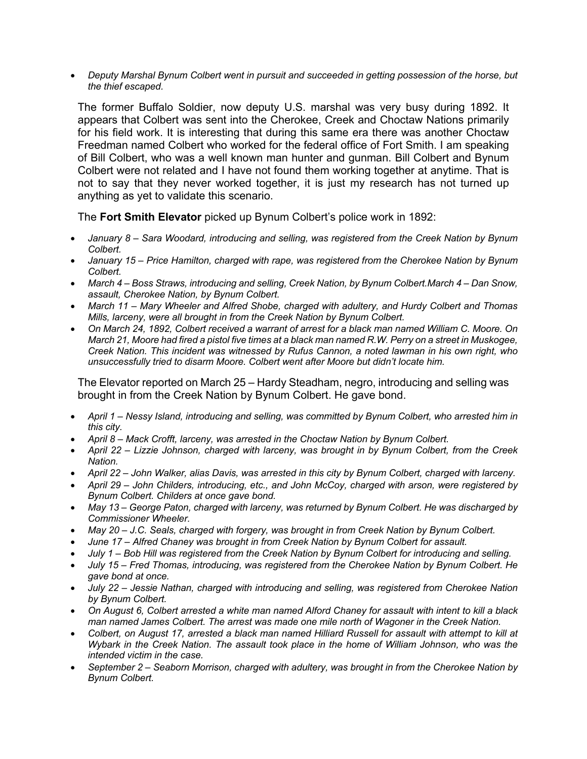- *Deputy Marshal Bynum Colbert went in pursuit and succeeded in getting possession of the horse, but the thief escaped.*

The former Buffalo Soldier, now deputy U.S. marshal was very busy during 1892. It appears that Colbert was sent into the Cherokee, Creek and Choctaw Nations primarily for his field work. It is interesting that during this same era there was another Choctaw Freedman named Colbert who worked for the federal office of Fort Smith. I am speaking of Bill Colbert, who was a well known man hunter and gunman. Bill Colbert and Bynum Colbert were not related and I have not found them working together at anytime. That is not to say that they never worked together, it is just my research has not turned up anything as yet to validate this scenario.

The **Fort Smith Elevator** picked up Bynum Colbert's police work in 1892:

- *January 8 – Sara Woodard, introducing and selling, was registered from the Creek Nation by Bynum Colbert.*
- *January 15 – Price Hamilton, charged with rape, was registered from the Cherokee Nation by Bynum Colbert.*
- *March 4 – Boss Straws, introducing and selling, Creek Nation, by Bynum Colbert.March 4 – Dan Snow, assault, Cherokee Nation, by Bynum Colbert.*
- *March 11 – Mary Wheeler and Alfred Shobe, charged with adultery, and Hurdy Colbert and Thomas Mills, larceny, were all brought in from the Creek Nation by Bynum Colbert.*
- *On March 24, 1892, Colbert received a warrant of arrest for a black man named William C. Moore. On March 21, Moore had fired a pistol five times at a black man named R.W. Perry on a street in Muskogee, Creek Nation. This incident was witnessed by Rufus Cannon, a noted lawman in his own right, who unsuccessfully tried to disarm Moore. Colbert went after Moore but didn't locate him.*

The Elevator reported on March 25 – Hardy Steadham, negro, introducing and selling was brought in from the Creek Nation by Bynum Colbert. He gave bond.

- *April 1 – Nessy Island, introducing and selling, was committed by Bynum Colbert, who arrested him in this city.*
- *April 8 – Mack Crofft, larceny, was arrested in the Choctaw Nation by Bynum Colbert.*
- *April 22 – Lizzie Johnson, charged with larceny, was brought in by Bynum Colbert, from the Creek Nation.*
- *April 22 – John Walker, alias Davis, was arrested in this city by Bynum Colbert, charged with larceny.*
- *April 29 – John Childers, introducing, etc., and John McCoy, charged with arson, were registered by Bynum Colbert. Childers at once gave bond.*
- *May 13 – George Paton, charged with larceny, was returned by Bynum Colbert. He was discharged by Commissioner Wheeler.*
- *May 20 – J.C. Seals, charged with forgery, was brought in from Creek Nation by Bynum Colbert.*
- *June 17 – Alfred Chaney was brought in from Creek Nation by Bynum Colbert for assault.*
- *July 1 – Bob Hill was registered from the Creek Nation by Bynum Colbert for introducing and selling.*
- *July 15 – Fred Thomas, introducing, was registered from the Cherokee Nation by Bynum Colbert. He gave bond at once.*
- *July 22 – Jessie Nathan, charged with introducing and selling, was registered from Cherokee Nation by Bynum Colbert.*
- *On August 6, Colbert arrested a white man named Alford Chaney for assault with intent to kill a black man named James Colbert. The arrest was made one mile north of Wagoner in the Creek Nation.*
- *Colbert, on August 17, arrested a black man named Hilliard Russell for assault with attempt to kill at Wybark in the Creek Nation. The assault took place in the home of William Johnson, who was the intended victim in the case.*
- *September 2 – Seaborn Morrison, charged with adultery, was brought in from the Cherokee Nation by Bynum Colbert.*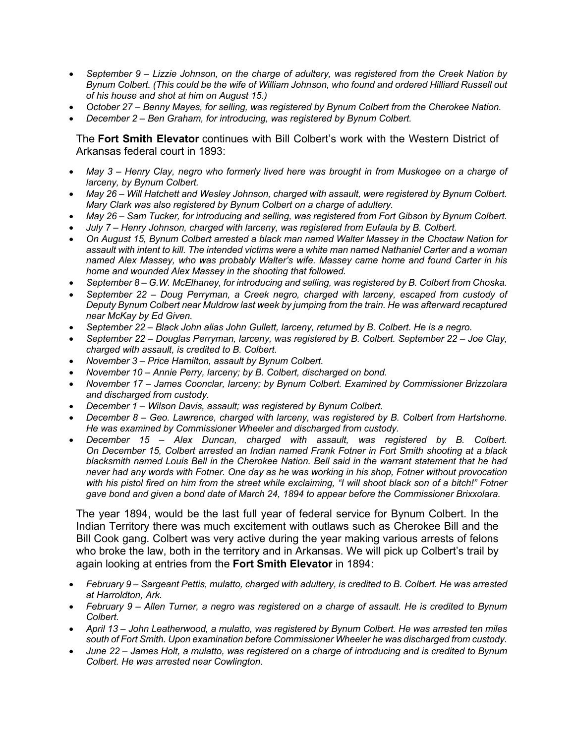- *September 9 – Lizzie Johnson, on the charge of adultery, was registered from the Creek Nation by Bynum Colbert. (This could be the wife of William Johnson, who found and ordered Hilliard Russell out of his house and shot at him on August 15.)*
- *October 27 – Benny Mayes, for selling, was registered by Bynum Colbert from the Cherokee Nation.*
- *December 2 – Ben Graham, for introducing, was registered by Bynum Colbert.*

The **Fort Smith Elevator** continues with Bill Colbert's work with the Western District of Arkansas federal court in 1893:

- *May 3 – Henry Clay, negro who formerly lived here was brought in from Muskogee on a charge of larceny, by Bynum Colbert.*
- *May 26 – Will Hatchett and Wesley Johnson, charged with assault, were registered by Bynum Colbert. Mary Clark was also registered by Bynum Colbert on a charge of adultery.*
- *May 26 – Sam Tucker, for introducing and selling, was registered from Fort Gibson by Bynum Colbert.*
- *July 7 – Henry Johnson, charged with larceny, was registered from Eufaula by B. Colbert.*
- *On August 15, Bynum Colbert arrested a black man named Walter Massey in the Choctaw Nation for assault with intent to kill. The intended victims were a white man named Nathaniel Carter and a woman named Alex Massey, who was probably Walter's wife. Massey came home and found Carter in his home and wounded Alex Massey in the shooting that followed.*
- *September 8 – G.W. McElhaney, for introducing and selling, was registered by B. Colbert from Choska.*
- *September 22 – Doug Perryman, a Creek negro, charged with larceny, escaped from custody of Deputy Bynum Colbert near Muldrow last week by jumping from the train. He was afterward recaptured near McKay by Ed Given.*
- *September 22 – Black John alias John Gullett, larceny, returned by B. Colbert. He is a negro.*
- *September 22 – Douglas Perryman, larceny, was registered by B. Colbert. September 22 – Joe Clay, charged with assault, is credited to B. Colbert.*
- *November 3 – Price Hamilton, assault by Bynum Colbert.*
- *November 10 – Annie Perry, larceny; by B. Colbert, discharged on bond.*
- *November 17 – James Coonclar, larceny; by Bynum Colbert. Examined by Commissioner Brizzolara and discharged from custody.*
- *December 1 – Wilson Davis, assault; was registered by Bynum Colbert.*
- *December 8 – Geo. Lawrence, charged with larceny, was registered by B. Colbert from Hartshorne. He was examined by Commissioner Wheeler and discharged from custody.*
- *December 15 – Alex Duncan, charged with assault, was registered by B. Colbert. On December 15, Colbert arrested an Indian named Frank Fotner in Fort Smith shooting at a black blacksmith named Louis Bell in the Cherokee Nation. Bell said in the warrant statement that he had never had any words with Fotner. One day as he was working in his shop, Fotner without provocation with his pistol fired on him from the street while exclaiming, "I will shoot black son of a bitch!" Fotner gave bond and given a bond date of March 24, 1894 to appear before the Commissioner Brixxolara.*

The year 1894, would be the last full year of federal service for Bynum Colbert. In the Indian Territory there was much excitement with outlaws such as Cherokee Bill and the Bill Cook gang. Colbert was very active during the year making various arrests of felons who broke the law, both in the territory and in Arkansas. We will pick up Colbert's trail by again looking at entries from the **Fort Smith Elevator** in 1894:

- *February 9 – Sargeant Pettis, mulatto, charged with adultery, is credited to B. Colbert. He was arrested at Harroldton, Ark.*
- *February 9 – Allen Turner, a negro was registered on a charge of assault. He is credited to Bynum Colbert.*
- *April 13 – John Leatherwood, a mulatto, was registered by Bynum Colbert. He was arrested ten miles south of Fort Smith. Upon examination before Commissioner Wheeler he was discharged from custody.*
- *June 22 – James Holt, a mulatto, was registered on a charge of introducing and is credited to Bynum Colbert. He was arrested near Cowlington.*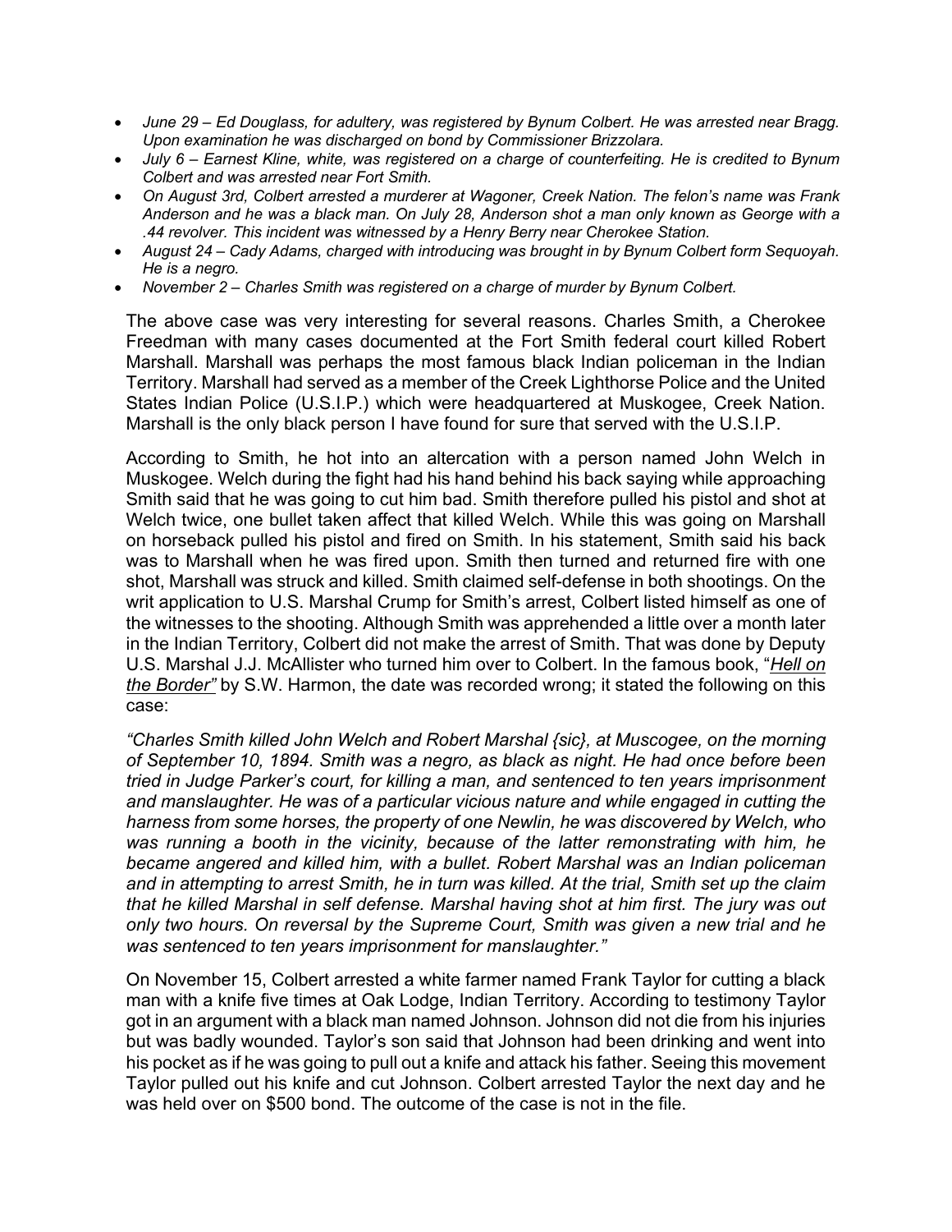- *June 29 – Ed Douglass, for adultery, was registered by Bynum Colbert. He was arrested near Bragg. Upon examination he was discharged on bond by Commissioner Brizzolara.*
- *July 6 – Earnest Kline, white, was registered on a charge of counterfeiting. He is credited to Bynum Colbert and was arrested near Fort Smith.*
- *On August 3rd, Colbert arrested a murderer at Wagoner, Creek Nation. The felon's name was Frank Anderson and he was a black man. On July 28, Anderson shot a man only known as George with a .44 revolver. This incident was witnessed by a Henry Berry near Cherokee Station.*
- *August 24 – Cady Adams, charged with introducing was brought in by Bynum Colbert form Sequoyah. He is a negro.*
- *November 2 – Charles Smith was registered on a charge of murder by Bynum Colbert.*

The above case was very interesting for several reasons. Charles Smith, a Cherokee Freedman with many cases documented at the Fort Smith federal court killed Robert Marshall. Marshall was perhaps the most famous black Indian policeman in the Indian Territory. Marshall had served as a member of the Creek Lighthorse Police and the United States Indian Police (U.S.I.P.) which were headquartered at Muskogee, Creek Nation. Marshall is the only black person I have found for sure that served with the U.S.I.P.

According to Smith, he hot into an altercation with a person named John Welch in Muskogee. Welch during the fight had his hand behind his back saying while approaching Smith said that he was going to cut him bad. Smith therefore pulled his pistol and shot at Welch twice, one bullet taken affect that killed Welch. While this was going on Marshall on horseback pulled his pistol and fired on Smith. In his statement, Smith said his back was to Marshall when he was fired upon. Smith then turned and returned fire with one shot, Marshall was struck and killed. Smith claimed self-defense in both shootings. On the writ application to U.S. Marshal Crump for Smith's arrest, Colbert listed himself as one of the witnesses to the shooting. Although Smith was apprehended a little over a month later in the Indian Territory, Colbert did not make the arrest of Smith. That was done by Deputy U.S. Marshal J.J. McAllister who turned him over to Colbert. In the famous book, "*Hell on the Border"* by S.W. Harmon, the date was recorded wrong; it stated the following on this case:

*"Charles Smith killed John Welch and Robert Marshal {sic}, at Muscogee, on the morning of September 10, 1894. Smith was a negro, as black as night. He had once before been tried in Judge Parker's court, for killing a man, and sentenced to ten years imprisonment and manslaughter. He was of a particular vicious nature and while engaged in cutting the harness from some horses, the property of one Newlin, he was discovered by Welch, who was running a booth in the vicinity, because of the latter remonstrating with him, he became angered and killed him, with a bullet. Robert Marshal was an Indian policeman and in attempting to arrest Smith, he in turn was killed. At the trial, Smith set up the claim that he killed Marshal in self defense. Marshal having shot at him first. The jury was out only two hours. On reversal by the Supreme Court, Smith was given a new trial and he was sentenced to ten years imprisonment for manslaughter."*

On November 15, Colbert arrested a white farmer named Frank Taylor for cutting a black man with a knife five times at Oak Lodge, Indian Territory. According to testimony Taylor got in an argument with a black man named Johnson. Johnson did not die from his injuries but was badly wounded. Taylor's son said that Johnson had been drinking and went into his pocket as if he was going to pull out a knife and attack his father. Seeing this movement Taylor pulled out his knife and cut Johnson. Colbert arrested Taylor the next day and he was held over on $500 bond. The outcome of the case is not in the file.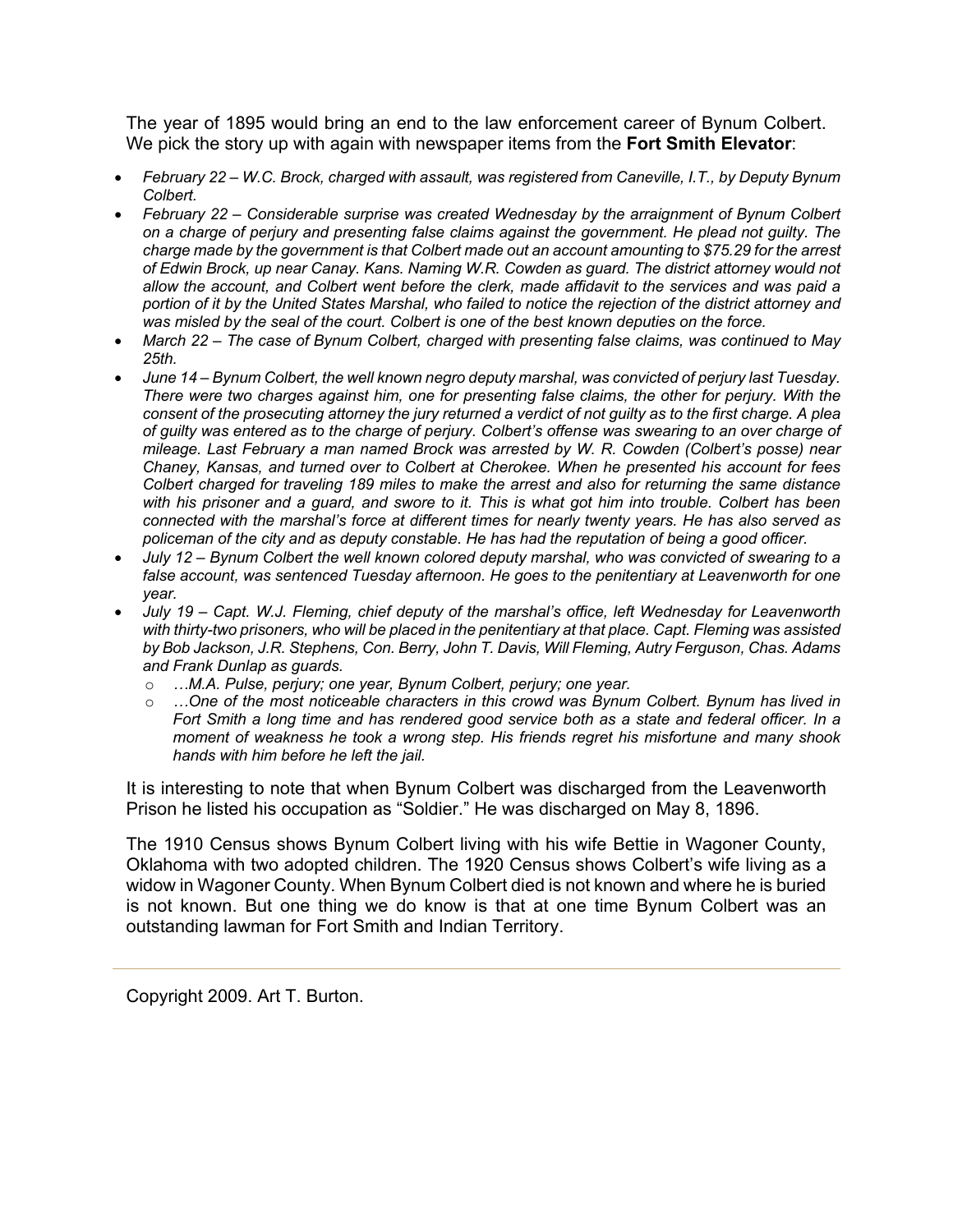The year of 1895 would bring an end to the law enforcement career of Bynum Colbert. We pick the story up with again with newspaper items from the **Fort Smith Elevator**:

- *February 22 – W.C. Brock, charged with assault, was registered from Caneville, I.T., by Deputy Bynum Colbert.*
- *February 22 – Considerable surprise was created Wednesday by the arraignment of Bynum Colbert on a charge of perjury and presenting false claims against the government. He plead not guilty. The charge made by the government is that Colbert made out an account amounting to $75.29 for the arrest of Edwin Brock, up near Canay. Kans. Naming W.R. Cowden as guard. The district attorney would not allow the account, and Colbert went before the clerk, made affidavit to the services and was paid a portion of it by the United States Marshal, who failed to notice the rejection of the district attorney and was misled by the seal of the court. Colbert is one of the best known deputies on the force.*
- *March 22 – The case of Bynum Colbert, charged with presenting false claims, was continued to May 25th.*
- *June 14 – Bynum Colbert, the well known negro deputy marshal, was convicted of perjury last Tuesday. There were two charges against him, one for presenting false claims, the other for perjury. With the consent of the prosecuting attorney the jury returned a verdict of not guilty as to the first charge. A plea of guilty was entered as to the charge of perjury. Colbert's offense was swearing to an over charge of mileage. Last February a man named Brock was arrested by W. R. Cowden (Colbert's posse) near Chaney, Kansas, and turned over to Colbert at Cherokee. When he presented his account for fees Colbert charged for traveling 189 miles to make the arrest and also for returning the same distance with his prisoner and a guard, and swore to it. This is what got him into trouble. Colbert has been connected with the marshal's force at different times for nearly twenty years. He has also served as policeman of the city and as deputy constable. He has had the reputation of being a good officer.*
- *July 12 – Bynum Colbert the well known colored deputy marshal, who was convicted of swearing to a false account, was sentenced Tuesday afternoon. He goes to the penitentiary at Leavenworth for one year.*
- *July 19 – Capt. W.J. Fleming, chief deputy of the marshal's office, left Wednesday for Leavenworth with thirty-two prisoners, who will be placed in the penitentiary at that place. Capt. Fleming was assisted by Bob Jackson, J.R. Stephens, Con. Berry, John T. Davis, Will Fleming, Autry Ferguson, Chas. Adams and Frank Dunlap as guards.*
    - *…M.A. Pulse, perjury; one year, Bynum Colbert, perjury; one year.*
    - *…One of the most noticeable characters in this crowd was Bynum Colbert. Bynum has lived in Fort Smith a long time and has rendered good service both as a state and federal officer. In a moment of weakness he took a wrong step. His friends regret his misfortune and many shook hands with him before he left the jail.*

It is interesting to note that when Bynum Colbert was discharged from the Leavenworth Prison he listed his occupation as "Soldier." He was discharged on May 8, 1896.

The 1910 Census shows Bynum Colbert living with his wife Bettie in Wagoner County, Oklahoma with two adopted children. The 1920 Census shows Colbert's wife living as a widow in Wagoner County. When Bynum Colbert died is not known and where he is buried is not known. But one thing we do know is that at one time Bynum Colbert was an outstanding lawman for Fort Smith and Indian Territory.

---

Copyright 2009. Art T. Burton.